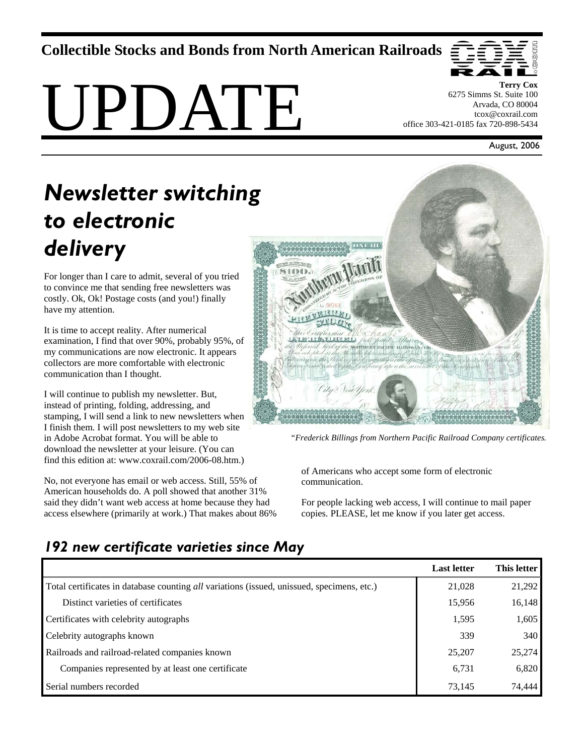Collectible Stocks and Bonds from North American Railroads

# UPDATE

**Terry Cox**
6275 Simms St. Suite 100
Arvada, CO 80004
tcox@coxrail.com
office 303-421-0185 fax 720-898-5434

August, 2006

## *Newsletter switching to electronic delivery*

For longer than I care to admit, several of you tried to convince me that sending free newsletters was costly. Ok, Ok! Postage costs (and you!) finally have my attention.

It is time to accept reality. After numerical examination, I find that over 90%, probably 95%, of my communications are now electronic. It appears collectors are more comfortable with electronic communication than I thought.

I will continue to publish my newsletter. But, instead of printing, folding, addressing, and stamping, I will send a link to new newsletters when I finish them. I will post newsletters to my web site in Adobe Acrobat format. You will be able to download the newsletter at your leisure. (You can find this edition at: www.coxrail.com/2006-08.htm.)

No, not everyone has email or web access. Still, 55% of American households do. A poll showed that another 31% said they didn't want web access at home because they had access elsewhere (primarily at work.) That makes about 86% of Americans who accept some form of electronic communication.

For people lacking web access, I will continue to mail paper copies. PLEASE, let me know if you later get access.

*"Frederick Billings from Northern Pacific Railroad Company certificates.*

### *192 new certificate varieties since May*

| | Last letter | This letter |
|---|---|---|
| Total certificates in database counting *all* variations (issued, unissued, specimens, etc.) | 21,028 | 21,292 |
| Distinct varieties of certificates | 15,956 | 16,148 |
| Certificates with celebrity autographs | 1,595 | 1,605 |
| Celebrity autographs known | 339 | 340 |
| Railroads and railroad-related companies known | 25,207 | 25,274 |
| Companies represented by at least one certificate | 6,731 | 6,820 |
| Serial numbers recorded | 73,145 | 74,444 |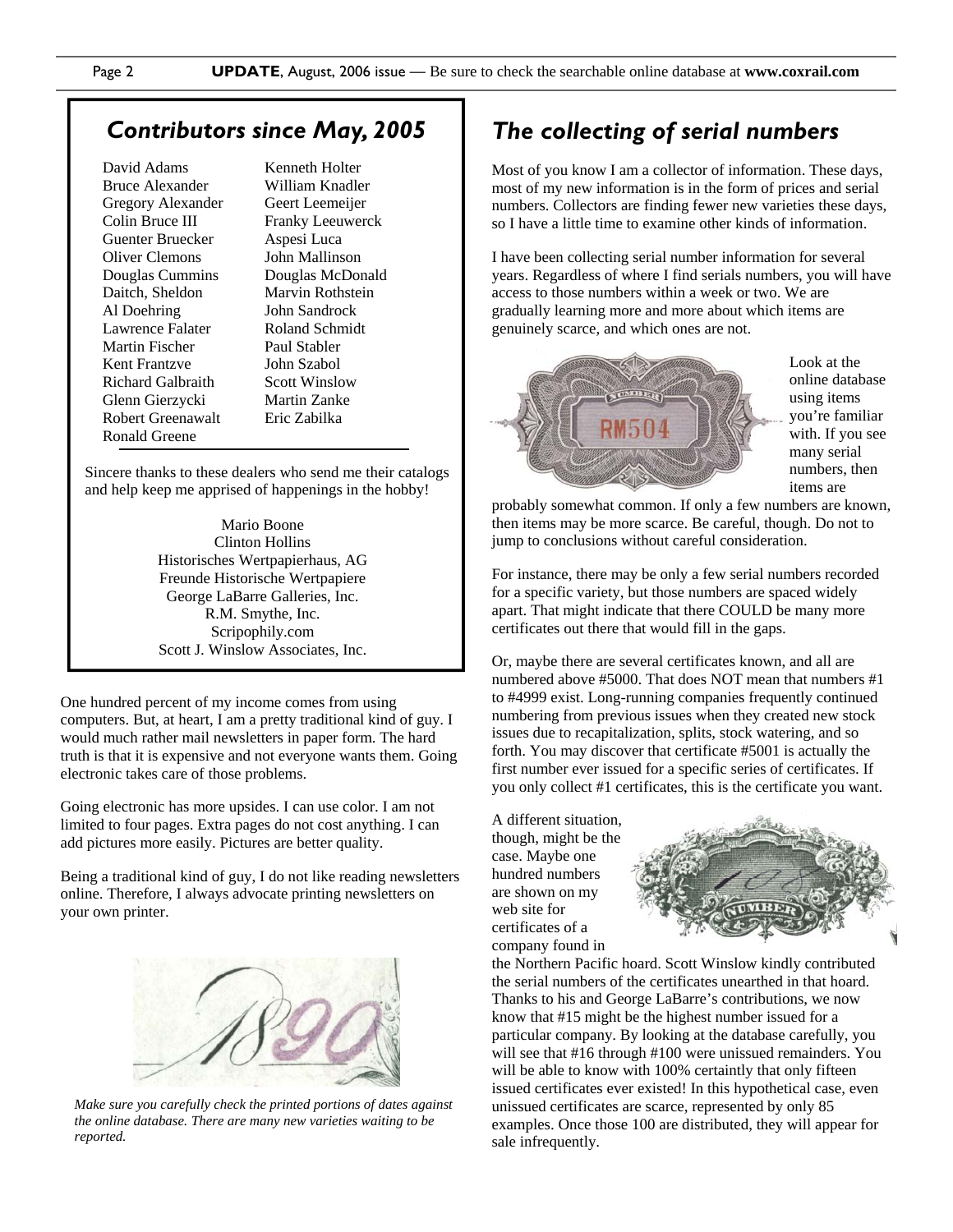## Contributors since May, 2005

David Adams
Bruce Alexander
Gregory Alexander
Colin Bruce III
Guenter Bruecker
Oliver Clemons
Douglas Cummins
Daitch, Sheldon
Al Doehring
Lawrence Falater
Martin Fischer
Kent Frantzve
Richard Galbraith
Glenn Gierzycki
Robert Greenawalt
Ronald Greene
Kenneth Holter
William Knadler
Geert Leemeijer
Franky Leeuwerck
Aspesi Luca
John Mallinson
Douglas McDonald
Marvin Rothstein
John Sandrock
Roland Schmidt
Paul Stabler
John Szabol
Scott Winslow
Martin Zanke
Eric Zabilka

Sincere thanks to these dealers who send me their catalogs and help keep me apprised of happenings in the hobby!

Mario Boone
Clinton Hollins
Historisches Wertpapierhaus, AG
Freunde Historische Wertpapiere
George LaBarre Galleries, Inc.
R.M. Smythe, Inc.
Scripophily.com
Scott J. Winslow Associates, Inc.

One hundred percent of my income comes from using computers. But, at heart, I am a pretty traditional kind of guy. I would much rather mail newsletters in paper form. The hard truth is that it is expensive and not everyone wants them. Going electronic takes care of those problems.

Going electronic has more upsides. I can use color. I am not limited to four pages. Extra pages do not cost anything. I can add pictures more easily. Pictures are better quality.

Being a traditional kind of guy, I do not like reading newsletters online. Therefore, I always advocate printing newsletters on your own printer.

*Make sure you carefully check the printed portions of dates against the online database. There are many new varieties waiting to be reported.*

## The collecting of serial numbers

Most of you know I am a collector of information. These days, most of my new information is in the form of prices and serial numbers. Collectors are finding fewer new varieties these days, so I have a little time to examine other kinds of information.

I have been collecting serial number information for several years. Regardless of where I find serials numbers, you will have access to those numbers within a week or two. We are gradually learning more and more about which items are genuinely scarce, and which ones are not.

Look at the online database using items you're familiar with. If you see many serial numbers, then items are probably somewhat common. If only a few numbers are known, then items may be more scarce. Be careful, though. Do not to jump to conclusions without careful consideration.

For instance, there may be only a few serial numbers recorded for a specific variety, but those numbers are spaced widely apart. That might indicate that there COULD be many more certificates out there that would fill in the gaps.

Or, maybe there are several certificates known, and all are numbered above #5000. That does NOT mean that numbers #1 to #4999 exist. Long-running companies frequently continued numbering from previous issues when they created new stock issues due to recapitalization, splits, stock watering, and so forth. You may discover that certificate #5001 is actually the first number ever issued for a specific series of certificates. If you only collect #1 certificates, this is the certificate you want.

A different situation, though, might be the case. Maybe one hundred numbers are shown on my web site for certificates of a company found in the Northern Pacific hoard. Scott Winslow kindly contributed the serial numbers of the certificates unearthed in that hoard. Thanks to his and George LaBarre's contributions, we now know that #15 might be the highest number issued for a particular company. By looking at the database carefully, you will see that #16 through #100 were unissued remainders. You will be able to know with 100% certaintly that only fifteen issued certificates ever existed! In this hypothetical case, even unissued certificates are scarce, represented by only 85 examples. Once those 100 are distributed, they will appear for sale infrequently.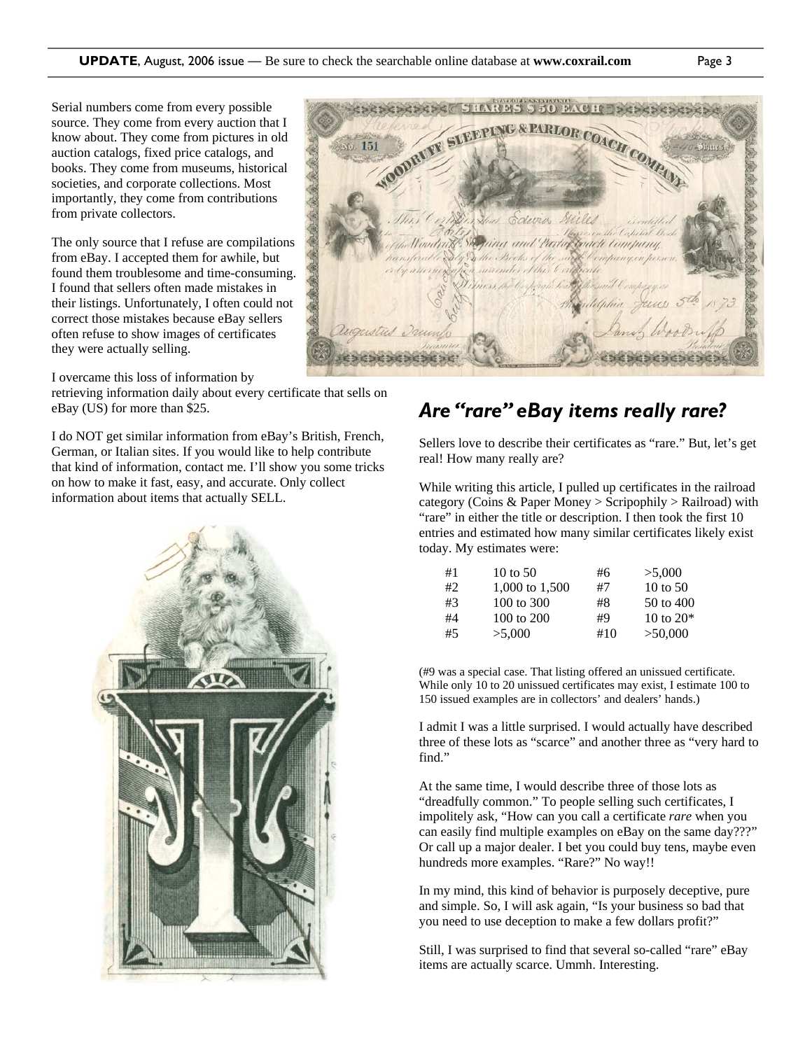Serial numbers come from every possible source. They come from every auction that I know about. They come from pictures in old auction catalogs, fixed price catalogs, and books. They come from museums, historical societies, and corporate collections. Most importantly, they come from contributions from private collectors.

The only source that I refuse are compilations from eBay. I accepted them for awhile, but found them troublesome and time-consuming. I found that sellers often made mistakes in their listings. Unfortunately, I often could not correct those mistakes because eBay sellers often refuse to show images of certificates they were actually selling.

I overcame this loss of information by retrieving information daily about every certificate that sells on eBay (US) for more than $25.

I do NOT get similar information from eBay's British, French, German, or Italian sites. If you would like to help contribute that kind of information, contact me. I'll show you some tricks on how to make it fast, easy, and accurate. Only collect information about items that actually SELL.

## *Are "rare" eBay items really rare?*

Sellers love to describe their certificates as "rare." But, let's get real! How many really are?

While writing this article, I pulled up certificates in the railroad category (Coins & Paper Money > Scripophily > Railroad) with "rare" in either the title or description. I then took the first 10 entries and estimated how many similar certificates likely exist today. My estimates were:

| | | | |
|---|---|---|---|
| #1 | 10 to 50 | #6 | >5,000 |
| #2 | 1,000 to 1,500 | #7 | 10 to 50 |
| #3 | 100 to 300 | #8 | 50 to 400 |
| #4 | 100 to 200 | #9 | 10 to 20* |
| #5 | >5,000 | #10 | >50,000 |

(#9 was a special case. That listing offered an unissued certificate. While only 10 to 20 unissued certificates may exist, I estimate 100 to 150 issued examples are in collectors' and dealers' hands.)

I admit I was a little surprised. I would actually have described three of these lots as "scarce" and another three as "very hard to find."

At the same time, I would describe three of those lots as "dreadfully common." To people selling such certificates, I impolitely ask, "How can you call a certificate *rare* when you can easily find multiple examples on eBay on the same day???" Or call up a major dealer. I bet you could buy tens, maybe even hundreds more examples. "Rare?" No way!!

In my mind, this kind of behavior is purposely deceptive, pure and simple. So, I will ask again, "Is your business so bad that you need to use deception to make a few dollars profit?"

Still, I was surprised to find that several so-called "rare" eBay items are actually scarce. Ummh. Interesting.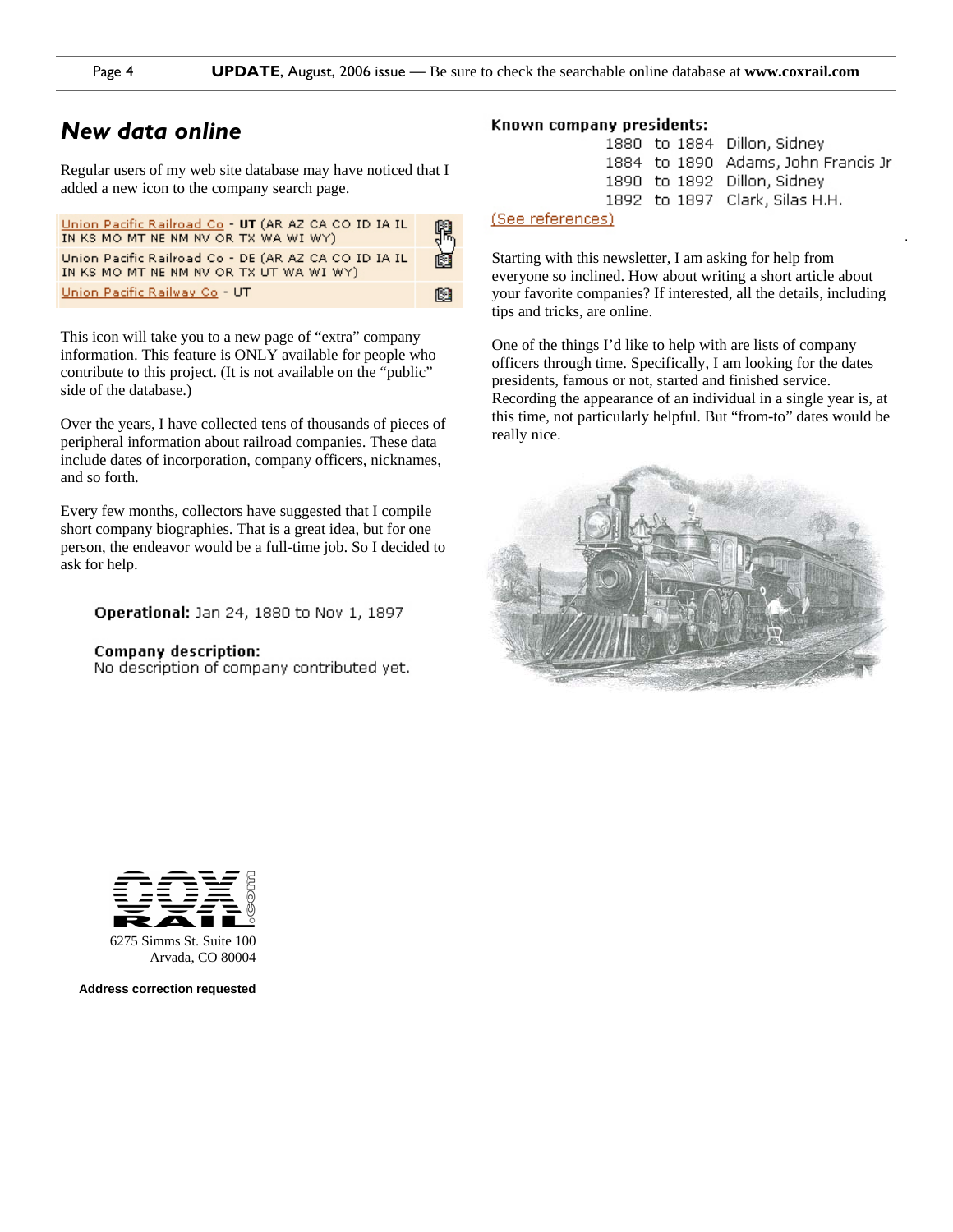## New data online

Regular users of my web site database may have noticed that I added a new icon to the company search page.

Union Pacific Railroad Co - **UT** (AR AZ CA CO ID IA IL IN KS MO MT NE NM NV OR TX WA WI WY)

Union Pacific Railroad Co - DE (AR AZ CA CO ID IA IL IN KS MO MT NE NM NV OR TX UT WA WI WY)

Union Pacific Railway Co - UT

This icon will take you to a new page of "extra" company information. This feature is ONLY available for people who contribute to this project. (It is not available on the "public" side of the database.)

Over the years, I have collected tens of thousands of pieces of peripheral information about railroad companies. These data include dates of incorporation, company officers, nicknames, and so forth.

Every few months, collectors have suggested that I compile short company biographies. That is a great idea, but for one person, the endeavor would be a full-time job. So I decided to ask for help.

**Operational:** Jan 24, 1880 to Nov 1, 1897

**Company description:**
No description of company contributed yet.

**Known company presidents:**

| | | |
|---|---|---|
| 1880 to 1884 | Dillon, Sidney |
| 1884 to 1890 | Adams, John Francis Jr |
| 1890 to 1892 | Dillon, Sidney |
| 1892 to 1897 | Clark, Silas H.H. |

(See references)

Starting with this newsletter, I am asking for help from everyone so inclined. How about writing a short article about your favorite companies? If interested, all the details, including tips and tricks, are online.

One of the things I'd like to help with are lists of company officers through time. Specifically, I am looking for the dates presidents, famous or not, started and finished service. Recording the appearance of an individual in a single year is, at this time, not particularly helpful. But "from-to" dates would be really nice.

COX RAIL .com
6275 Simms St. Suite 100
Arvada, CO 80004

**Address correction requested**